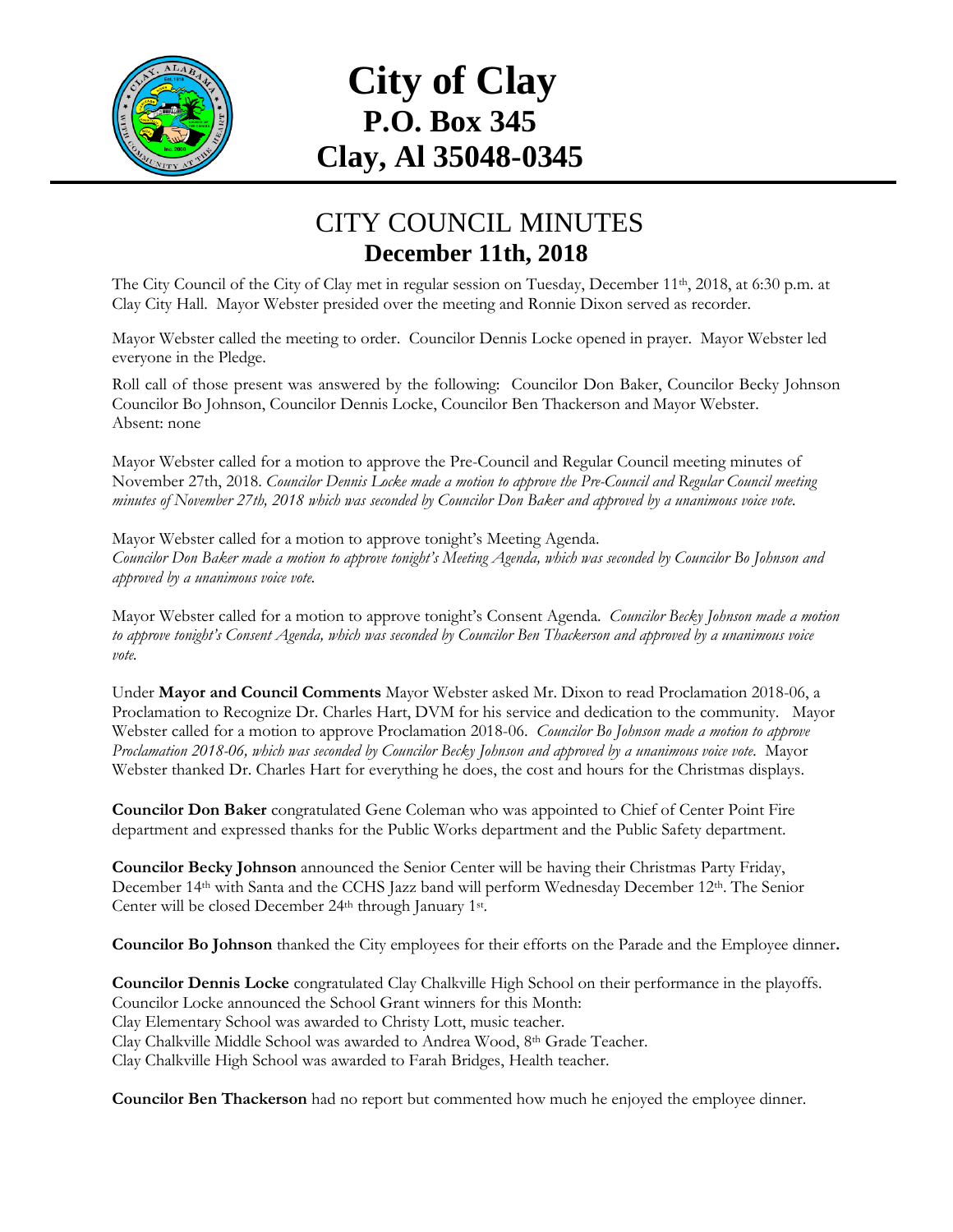# City of Clay
## P.O. Box 345
## Clay, Al 35048-0345

# CITY COUNCIL MINUTES
## December 11th, 2018

The City Council of the City of Clay met in regular session on Tuesday, December 11th, 2018, at 6:30 p.m. at Clay City Hall. Mayor Webster presided over the meeting and Ronnie Dixon served as recorder.

Mayor Webster called the meeting to order. Councilor Dennis Locke opened in prayer. Mayor Webster led everyone in the Pledge.

Roll call of those present was answered by the following: Councilor Don Baker, Councilor Becky Johnson Councilor Bo Johnson, Councilor Dennis Locke, Councilor Ben Thackerson and Mayor Webster.
Absent: none

Mayor Webster called for a motion to approve the Pre-Council and Regular Council meeting minutes of November 27th, 2018. *Councilor Dennis Locke made a motion to approve the Pre-Council and Regular Council meeting minutes of November 27th, 2018 which was seconded by Councilor Don Baker and approved by a unanimous voice vote.*

Mayor Webster called for a motion to approve tonight's Meeting Agenda.
*Councilor Don Baker made a motion to approve tonight's Meeting Agenda, which was seconded by Councilor Bo Johnson and approved by a unanimous voice vote.*

Mayor Webster called for a motion to approve tonight's Consent Agenda. *Councilor Becky Johnson made a motion to approve tonight's Consent Agenda, which was seconded by Councilor Ben Thackerson and approved by a unanimous voice vote.*

Under **Mayor and Council Comments** Mayor Webster asked Mr. Dixon to read Proclamation 2018-06, a Proclamation to Recognize Dr. Charles Hart, DVM for his service and dedication to the community. Mayor Webster called for a motion to approve Proclamation 2018-06. *Councilor Bo Johnson made a motion to approve Proclamation 2018-06, which was seconded by Councilor Becky Johnson and approved by a unanimous voice vote.* Mayor Webster thanked Dr. Charles Hart for everything he does, the cost and hours for the Christmas displays.

**Councilor Don Baker** congratulated Gene Coleman who was appointed to Chief of Center Point Fire department and expressed thanks for the Public Works department and the Public Safety department.

**Councilor Becky Johnson** announced the Senior Center will be having their Christmas Party Friday, December 14th with Santa and the CCHS Jazz band will perform Wednesday December 12th. The Senior Center will be closed December 24th through January 1st.

**Councilor Bo Johnson** thanked the City employees for their efforts on the Parade and the Employee dinner**.**

**Councilor Dennis Locke** congratulated Clay Chalkville High School on their performance in the playoffs.
Councilor Locke announced the School Grant winners for this Month:
Clay Elementary School was awarded to Christy Lott, music teacher.
Clay Chalkville Middle School was awarded to Andrea Wood, 8th Grade Teacher.
Clay Chalkville High School was awarded to Farah Bridges, Health teacher.

**Councilor Ben Thackerson** had no report but commented how much he enjoyed the employee dinner.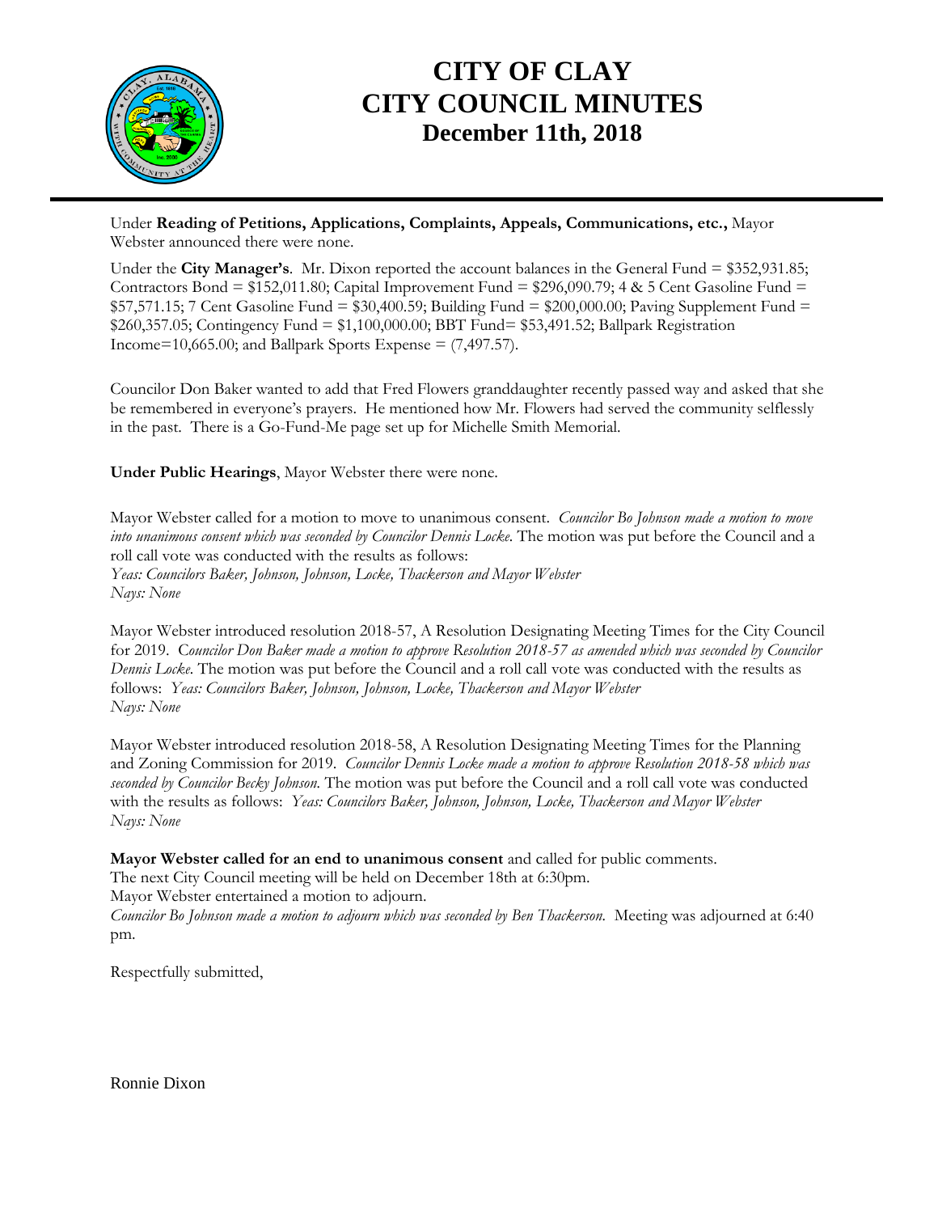# CITY OF CLAY
# CITY COUNCIL MINUTES
## December 11th, 2018

Under **Reading of Petitions, Applications, Complaints, Appeals, Communications, etc.,** Mayor Webster announced there were none.

Under the **City Manager's**. Mr. Dixon reported the account balances in the General Fund = $352,931.85; Contractors Bond = $152,011.80; Capital Improvement Fund = $296,090.79; 4 & 5 Cent Gasoline Fund = $57,571.15; 7 Cent Gasoline Fund = $30,400.59; Building Fund = $200,000.00; Paving Supplement Fund = $260,357.05; Contingency Fund = $1,100,000.00; BBT Fund= $53,491.52; Ballpark Registration Income=10,665.00; and Ballpark Sports Expense = (7,497.57).

Councilor Don Baker wanted to add that Fred Flowers granddaughter recently passed way and asked that she be remembered in everyone's prayers. He mentioned how Mr. Flowers had served the community selflessly in the past. There is a Go-Fund-Me page set up for Michelle Smith Memorial.

**Under Public Hearings**, Mayor Webster there were none.

Mayor Webster called for a motion to move to unanimous consent. *Councilor Bo Johnson made a motion to move into unanimous consent which was seconded by Councilor Dennis Locke.* The motion was put before the Council and a roll call vote was conducted with the results as follows:
*Yeas: Councilors Baker, Johnson, Johnson, Locke, Thackerson and Mayor Webster*
*Nays: None*

Mayor Webster introduced resolution 2018-57, A Resolution Designating Meeting Times for the City Council for 2019. *Councilor Don Baker made a motion to approve Resolution 2018-57 as amended which was seconded by Councilor Dennis Locke.* The motion was put before the Council and a roll call vote was conducted with the results as follows: *Yeas: Councilors Baker, Johnson, Johnson, Locke, Thackerson and Mayor Webster*
*Nays: None*

Mayor Webster introduced resolution 2018-58, A Resolution Designating Meeting Times for the Planning and Zoning Commission for 2019. *Councilor Dennis Locke made a motion to approve Resolution 2018-58 which was seconded by Councilor Becky Johnson.* The motion was put before the Council and a roll call vote was conducted with the results as follows: *Yeas: Councilors Baker, Johnson, Johnson, Locke, Thackerson and Mayor Webster*
*Nays: None*

**Mayor Webster called for an end to unanimous consent** and called for public comments.
The next City Council meeting will be held on December 18th at 6:30pm.
Mayor Webster entertained a motion to adjourn.
*Councilor Bo Johnson made a motion to adjourn which was seconded by Ben Thackerson.* Meeting was adjourned at 6:40 pm.

Respectfully submitted,

Ronnie Dixon